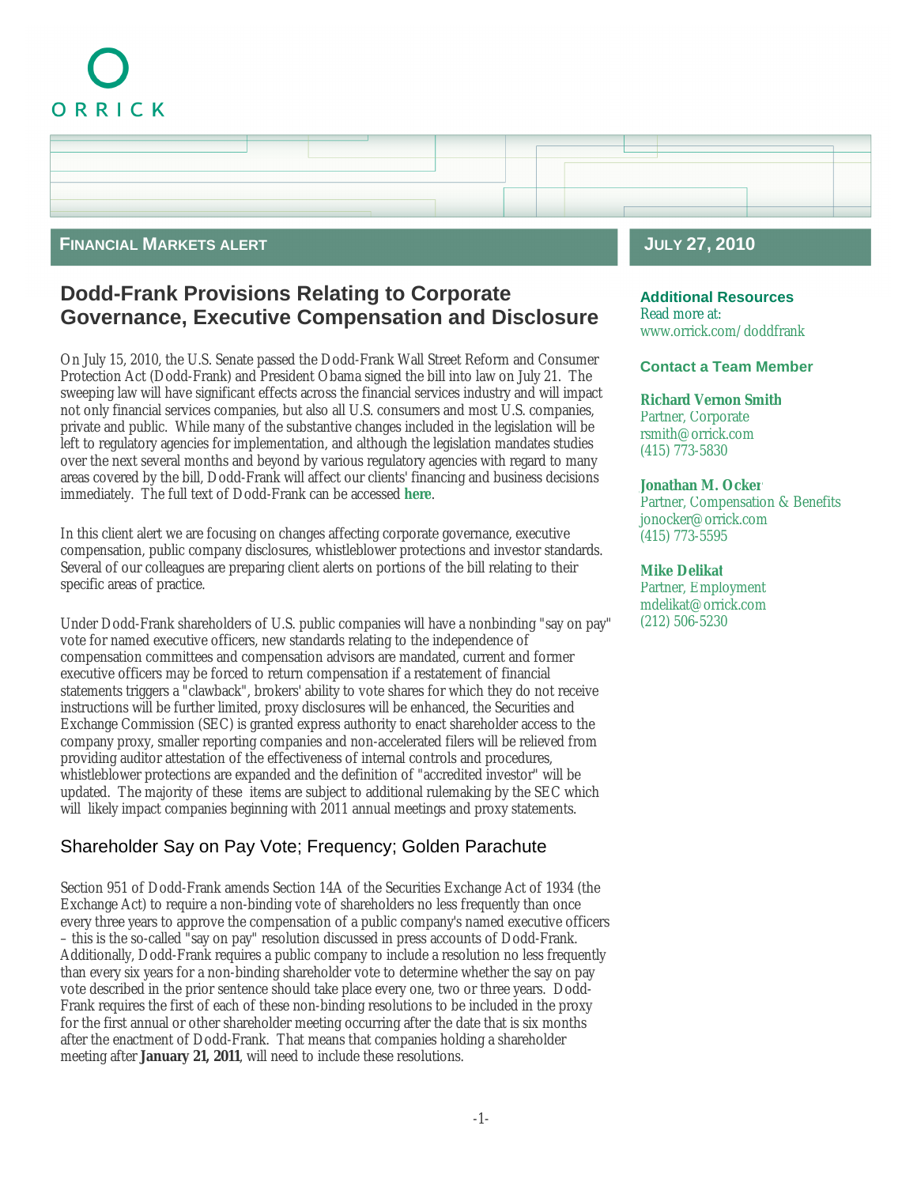ORRICK

**FINANCIAL MARKETS ALERT**

**JULY 27, 2010**

# Dodd-Frank Provisions Relating to Corporate Governance, Executive Compensation and Disclosure

On July 15, 2010, the U.S. Senate passed the Dodd-Frank Wall Street Reform and Consumer Protection Act (Dodd-Frank) and President Obama signed the bill into law on July 21. The sweeping law will have significant effects across the financial services industry and will impact not only financial services companies, but also all U.S. consumers and most U.S. companies, private and public. While many of the substantive changes included in the legislation will be left to regulatory agencies for implementation, and although the legislation mandates studies over the next several months and beyond by various regulatory agencies with regard to many areas covered by the bill, Dodd-Frank will affect our clients' financing and business decisions immediately. The full text of Dodd-Frank can be accessed **here**.

In this client alert we are focusing on changes affecting corporate governance, executive compensation, public company disclosures, whistleblower protections and investor standards. Several of our colleagues are preparing client alerts on portions of the bill relating to their specific areas of practice.

Under Dodd-Frank shareholders of U.S. public companies will have a nonbinding "say on pay" vote for named executive officers, new standards relating to the independence of compensation committees and compensation advisors are mandated, current and former executive officers may be forced to return compensation if a restatement of financial statements triggers a "clawback", brokers' ability to vote shares for which they do not receive instructions will be further limited, proxy disclosures will be enhanced, the Securities and Exchange Commission (SEC) is granted express authority to enact shareholder access to the company proxy, smaller reporting companies and non-accelerated filers will be relieved from providing auditor attestation of the effectiveness of internal controls and procedures, whistleblower protections are expanded and the definition of "accredited investor" will be updated. The majority of these items are subject to additional rulemaking by the SEC which will likely impact companies beginning with 2011 annual meetings and proxy statements.

## Shareholder Say on Pay Vote; Frequency; Golden Parachute

Section 951 of Dodd-Frank amends Section 14A of the Securities Exchange Act of 1934 (the Exchange Act) to require a non-binding vote of shareholders no less frequently than once every three years to approve the compensation of a public company's named executive officers – this is the so-called "say on pay" resolution discussed in press accounts of Dodd-Frank. Additionally, Dodd-Frank requires a public company to include a resolution no less frequently than every six years for a non-binding shareholder vote to determine whether the say on pay vote described in the prior sentence should take place every one, two or three years. Dodd-Frank requires the first of each of these non-binding resolutions to be included in the proxy for the first annual or other shareholder meeting occurring after the date that is six months after the enactment of Dodd-Frank. That means that companies holding a shareholder meeting after **January 21, 2011**, will need to include these resolutions.

**Additional Resources**
Read more at:
www.orrick.com/doddfrank

**Contact a Team Member**

**Richard Vernon Smith**
Partner, Corporate
rsmith@orrick.com
(415) 773-5830

**Jonathan M. Ocker**
Partner, Compensation & Benefits
jonocker@orrick.com
(415) 773-5595

**Mike Delikat**
Partner, Employment
mdelikat@orrick.com
(212) 506-5230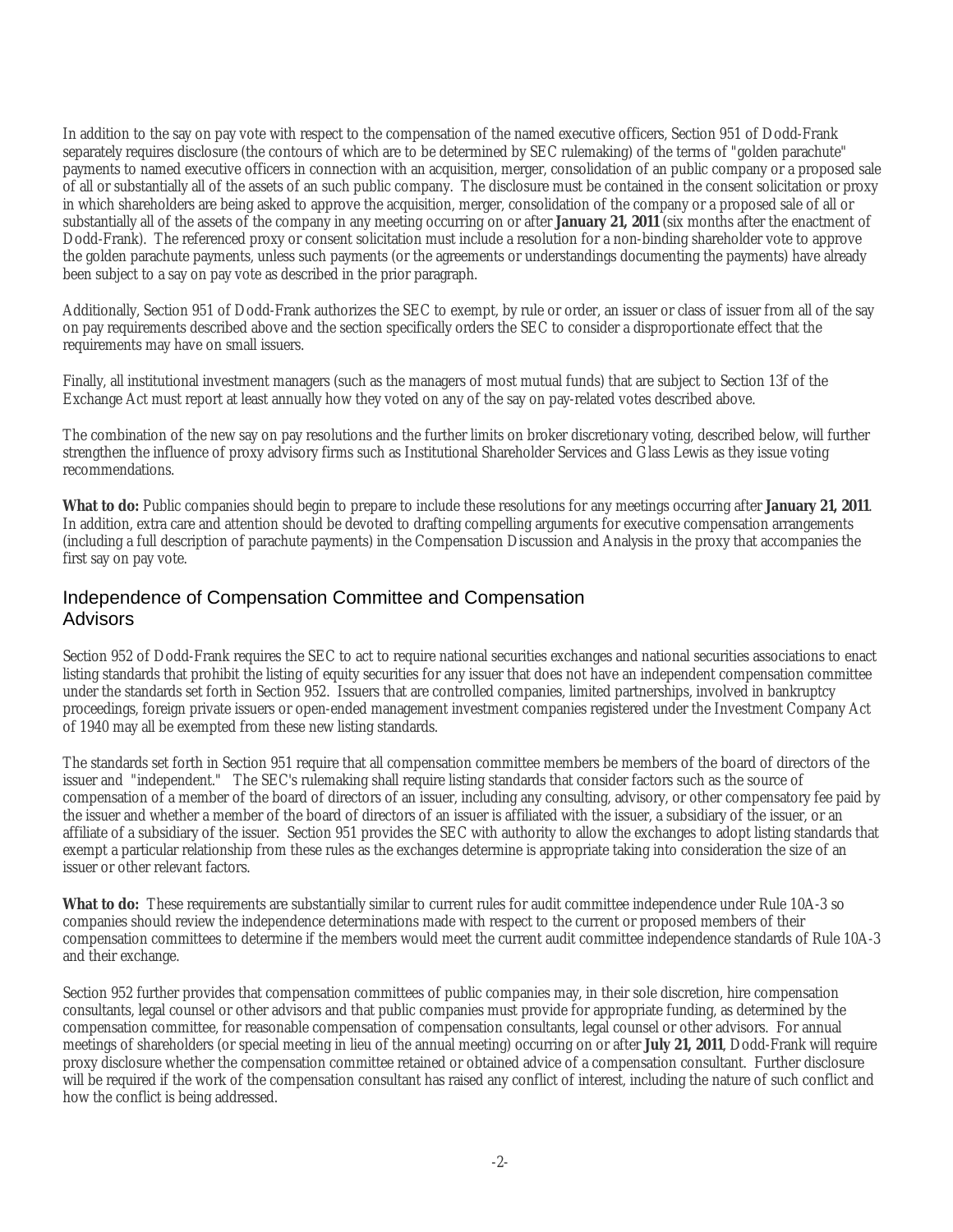In addition to the say on pay vote with respect to the compensation of the named executive officers, Section 951 of Dodd-Frank separately requires disclosure (the contours of which are to be determined by SEC rulemaking) of the terms of "golden parachute" payments to named executive officers in connection with an acquisition, merger, consolidation of an public company or a proposed sale of all or substantially all of the assets of an such public company. The disclosure must be contained in the consent solicitation or proxy in which shareholders are being asked to approve the acquisition, merger, consolidation of the company or a proposed sale of all or substantially all of the assets of the company in any meeting occurring on or after **January 21, 2011** (six months after the enactment of Dodd-Frank). The referenced proxy or consent solicitation must include a resolution for a non-binding shareholder vote to approve the golden parachute payments, unless such payments (or the agreements or understandings documenting the payments) have already been subject to a say on pay vote as described in the prior paragraph.

Additionally, Section 951 of Dodd-Frank authorizes the SEC to exempt, by rule or order, an issuer or class of issuer from all of the say on pay requirements described above and the section specifically orders the SEC to consider a disproportionate effect that the requirements may have on small issuers.

Finally, all institutional investment managers (such as the managers of most mutual funds) that are subject to Section 13f of the Exchange Act must report at least annually how they voted on any of the say on pay-related votes described above.

The combination of the new say on pay resolutions and the further limits on broker discretionary voting, described below, will further strengthen the influence of proxy advisory firms such as Institutional Shareholder Services and Glass Lewis as they issue voting recommendations.

**What to do:** Public companies should begin to prepare to include these resolutions for any meetings occurring after **January 21, 2011**. In addition, extra care and attention should be devoted to drafting compelling arguments for executive compensation arrangements (including a full description of parachute payments) in the Compensation Discussion and Analysis in the proxy that accompanies the first say on pay vote.

## Independence of Compensation Committee and Compensation Advisors

Section 952 of Dodd-Frank requires the SEC to act to require national securities exchanges and national securities associations to enact listing standards that prohibit the listing of equity securities for any issuer that does not have an independent compensation committee under the standards set forth in Section 952. Issuers that are controlled companies, limited partnerships, involved in bankruptcy proceedings, foreign private issuers or open-ended management investment companies registered under the Investment Company Act of 1940 may all be exempted from these new listing standards.

The standards set forth in Section 951 require that all compensation committee members be members of the board of directors of the issuer and "independent." The SEC's rulemaking shall require listing standards that consider factors such as the source of compensation of a member of the board of directors of an issuer, including any consulting, advisory, or other compensatory fee paid by the issuer and whether a member of the board of directors of an issuer is affiliated with the issuer, a subsidiary of the issuer, or an affiliate of a subsidiary of the issuer. Section 951 provides the SEC with authority to allow the exchanges to adopt listing standards that exempt a particular relationship from these rules as the exchanges determine is appropriate taking into consideration the size of an issuer or other relevant factors.

**What to do:** These requirements are substantially similar to current rules for audit committee independence under Rule 10A-3 so companies should review the independence determinations made with respect to the current or proposed members of their compensation committees to determine if the members would meet the current audit committee independence standards of Rule 10A-3 and their exchange.

Section 952 further provides that compensation committees of public companies may, in their sole discretion, hire compensation consultants, legal counsel or other advisors and that public companies must provide for appropriate funding, as determined by the compensation committee, for reasonable compensation of compensation consultants, legal counsel or other advisors. For annual meetings of shareholders (or special meeting in lieu of the annual meeting) occurring on or after **July 21, 2011**, Dodd-Frank will require proxy disclosure whether the compensation committee retained or obtained advice of a compensation consultant. Further disclosure will be required if the work of the compensation consultant has raised any conflict of interest, including the nature of such conflict and how the conflict is being addressed.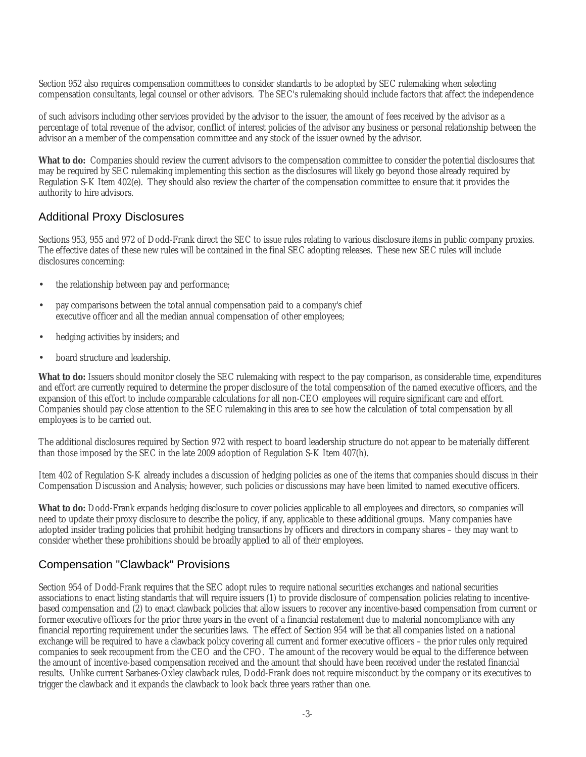Section 952 also requires compensation committees to consider standards to be adopted by SEC rulemaking when selecting compensation consultants, legal counsel or other advisors. The SEC's rulemaking should include factors that affect the independence

of such advisors including other services provided by the advisor to the issuer, the amount of fees received by the advisor as a percentage of total revenue of the advisor, conflict of interest policies of the advisor any business or personal relationship between the advisor an a member of the compensation committee and any stock of the issuer owned by the advisor.

**What to do:** Companies should review the current advisors to the compensation committee to consider the potential disclosures that may be required by SEC rulemaking implementing this section as the disclosures will likely go beyond those already required by Regulation S-K Item 402(e). They should also review the charter of the compensation committee to ensure that it provides the authority to hire advisors.

## Additional Proxy Disclosures

Sections 953, 955 and 972 of Dodd-Frank direct the SEC to issue rules relating to various disclosure items in public company proxies. The effective dates of these new rules will be contained in the final SEC adopting releases. These new SEC rules will include disclosures concerning:

- the relationship between pay and performance;
- pay comparisons between the total annual compensation paid to a company's chief executive officer and all the median annual compensation of other employees;
- hedging activities by insiders; and
- board structure and leadership.

**What to do:** Issuers should monitor closely the SEC rulemaking with respect to the pay comparison, as considerable time, expenditures and effort are currently required to determine the proper disclosure of the total compensation of the named executive officers, and the expansion of this effort to include comparable calculations for all non-CEO employees will require significant care and effort. Companies should pay close attention to the SEC rulemaking in this area to see how the calculation of total compensation by all employees is to be carried out.

The additional disclosures required by Section 972 with respect to board leadership structure do not appear to be materially different than those imposed by the SEC in the late 2009 adoption of Regulation S-K Item 407(h).

Item 402 of Regulation S-K already includes a discussion of hedging policies as one of the items that companies should discuss in their Compensation Discussion and Analysis; however, such policies or discussions may have been limited to named executive officers.

**What to do:** Dodd-Frank expands hedging disclosure to cover policies applicable to all employees and directors, so companies will need to update their proxy disclosure to describe the policy, if any, applicable to these additional groups. Many companies have adopted insider trading policies that prohibit hedging transactions by officers and directors in company shares – they may want to consider whether these prohibitions should be broadly applied to all of their employees.

## Compensation "Clawback" Provisions

Section 954 of Dodd-Frank requires that the SEC adopt rules to require national securities exchanges and national securities associations to enact listing standards that will require issuers (1) to provide disclosure of compensation policies relating to incentive-based compensation and (2) to enact clawback policies that allow issuers to recover any incentive-based compensation from current or former executive officers for the prior three years in the event of a financial restatement due to material noncompliance with any financial reporting requirement under the securities laws. The effect of Section 954 will be that all companies listed on a national exchange will be required to have a clawback policy covering all current and former executive officers – the prior rules only required companies to seek recoupment from the CEO and the CFO. The amount of the recovery would be equal to the difference between the amount of incentive-based compensation received and the amount that should have been received under the restated financial results. Unlike current Sarbanes-Oxley clawback rules, Dodd-Frank does not require misconduct by the company or its executives to trigger the clawback and it expands the clawback to look back three years rather than one.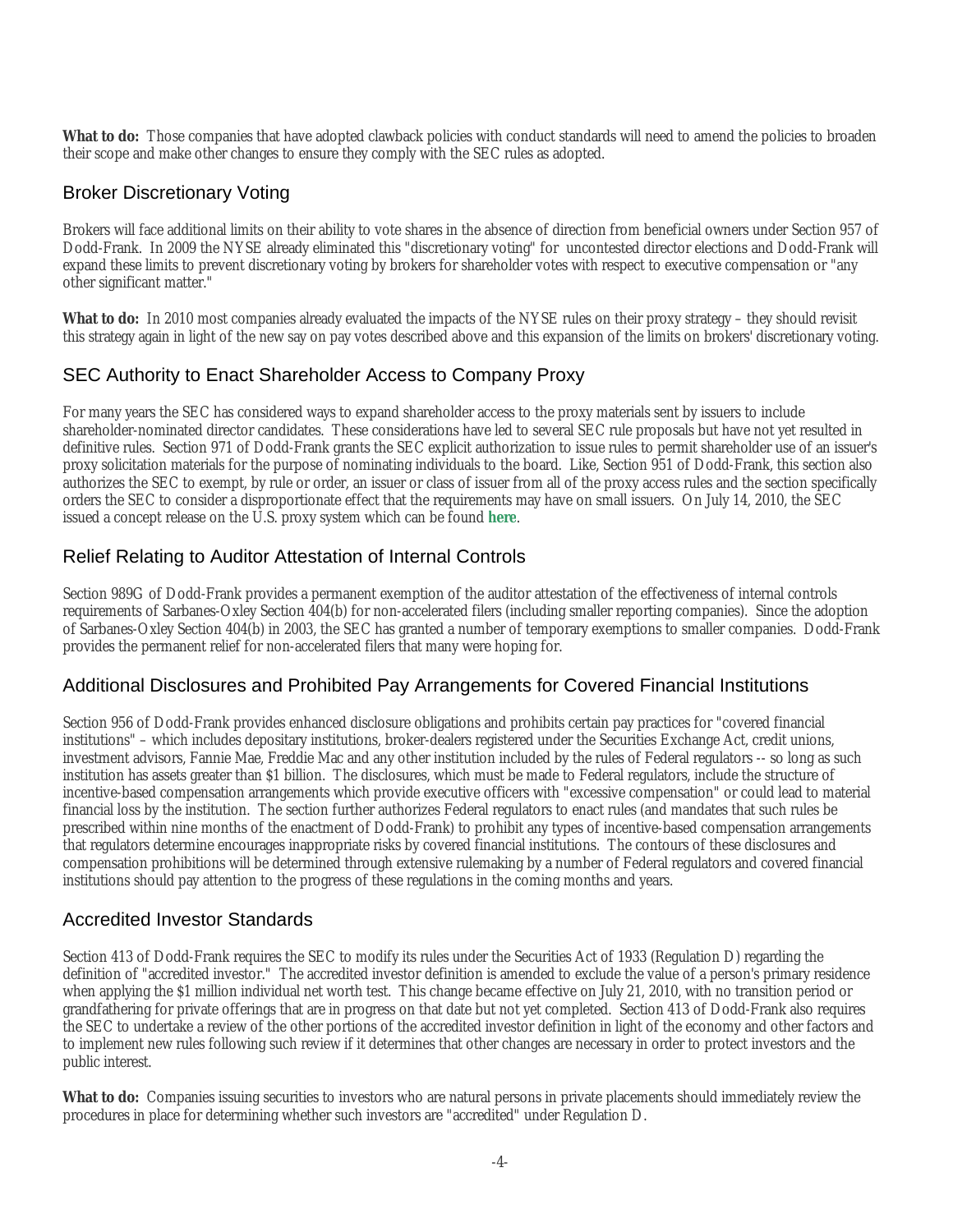**What to do:** Those companies that have adopted clawback policies with conduct standards will need to amend the policies to broaden their scope and make other changes to ensure they comply with the SEC rules as adopted.

## Broker Discretionary Voting

Brokers will face additional limits on their ability to vote shares in the absence of direction from beneficial owners under Section 957 of Dodd-Frank. In 2009 the NYSE already eliminated this "discretionary voting" for uncontested director elections and Dodd-Frank will expand these limits to prevent discretionary voting by brokers for shareholder votes with respect to executive compensation or "any other significant matter."

**What to do:** In 2010 most companies already evaluated the impacts of the NYSE rules on their proxy strategy – they should revisit this strategy again in light of the new say on pay votes described above and this expansion of the limits on brokers' discretionary voting.

## SEC Authority to Enact Shareholder Access to Company Proxy

For many years the SEC has considered ways to expand shareholder access to the proxy materials sent by issuers to include shareholder-nominated director candidates. These considerations have led to several SEC rule proposals but have not yet resulted in definitive rules. Section 971 of Dodd-Frank grants the SEC explicit authorization to issue rules to permit shareholder use of an issuer's proxy solicitation materials for the purpose of nominating individuals to the board. Like, Section 951 of Dodd-Frank, this section also authorizes the SEC to exempt, by rule or order, an issuer or class of issuer from all of the proxy access rules and the section specifically orders the SEC to consider a disproportionate effect that the requirements may have on small issuers. On July 14, 2010, the SEC issued a concept release on the U.S. proxy system which can be found **here**.

## Relief Relating to Auditor Attestation of Internal Controls

Section 989G of Dodd-Frank provides a permanent exemption of the auditor attestation of the effectiveness of internal controls requirements of Sarbanes-Oxley Section 404(b) for non-accelerated filers (including smaller reporting companies). Since the adoption of Sarbanes-Oxley Section 404(b) in 2003, the SEC has granted a number of temporary exemptions to smaller companies. Dodd-Frank provides the permanent relief for non-accelerated filers that many were hoping for.

## Additional Disclosures and Prohibited Pay Arrangements for Covered Financial Institutions

Section 956 of Dodd-Frank provides enhanced disclosure obligations and prohibits certain pay practices for "covered financial institutions" – which includes depositary institutions, broker-dealers registered under the Securities Exchange Act, credit unions, investment advisors, Fannie Mae, Freddie Mac and any other institution included by the rules of Federal regulators -- so long as such institution has assets greater than $1 billion. The disclosures, which must be made to Federal regulators, include the structure of incentive-based compensation arrangements which provide executive officers with "excessive compensation" or could lead to material financial loss by the institution. The section further authorizes Federal regulators to enact rules (and mandates that such rules be prescribed within nine months of the enactment of Dodd-Frank) to prohibit any types of incentive-based compensation arrangements that regulators determine encourages inappropriate risks by covered financial institutions. The contours of these disclosures and compensation prohibitions will be determined through extensive rulemaking by a number of Federal regulators and covered financial institutions should pay attention to the progress of these regulations in the coming months and years.

## Accredited Investor Standards

Section 413 of Dodd-Frank requires the SEC to modify its rules under the Securities Act of 1933 (Regulation D) regarding the definition of "accredited investor." The accredited investor definition is amended to exclude the value of a person's primary residence when applying the $1 million individual net worth test. This change became effective on July 21, 2010, with no transition period or grandfathering for private offerings that are in progress on that date but not yet completed. Section 413 of Dodd-Frank also requires the SEC to undertake a review of the other portions of the accredited investor definition in light of the economy and other factors and to implement new rules following such review if it determines that other changes are necessary in order to protect investors and the public interest.

**What to do:** Companies issuing securities to investors who are natural persons in private placements should immediately review the procedures in place for determining whether such investors are "accredited" under Regulation D.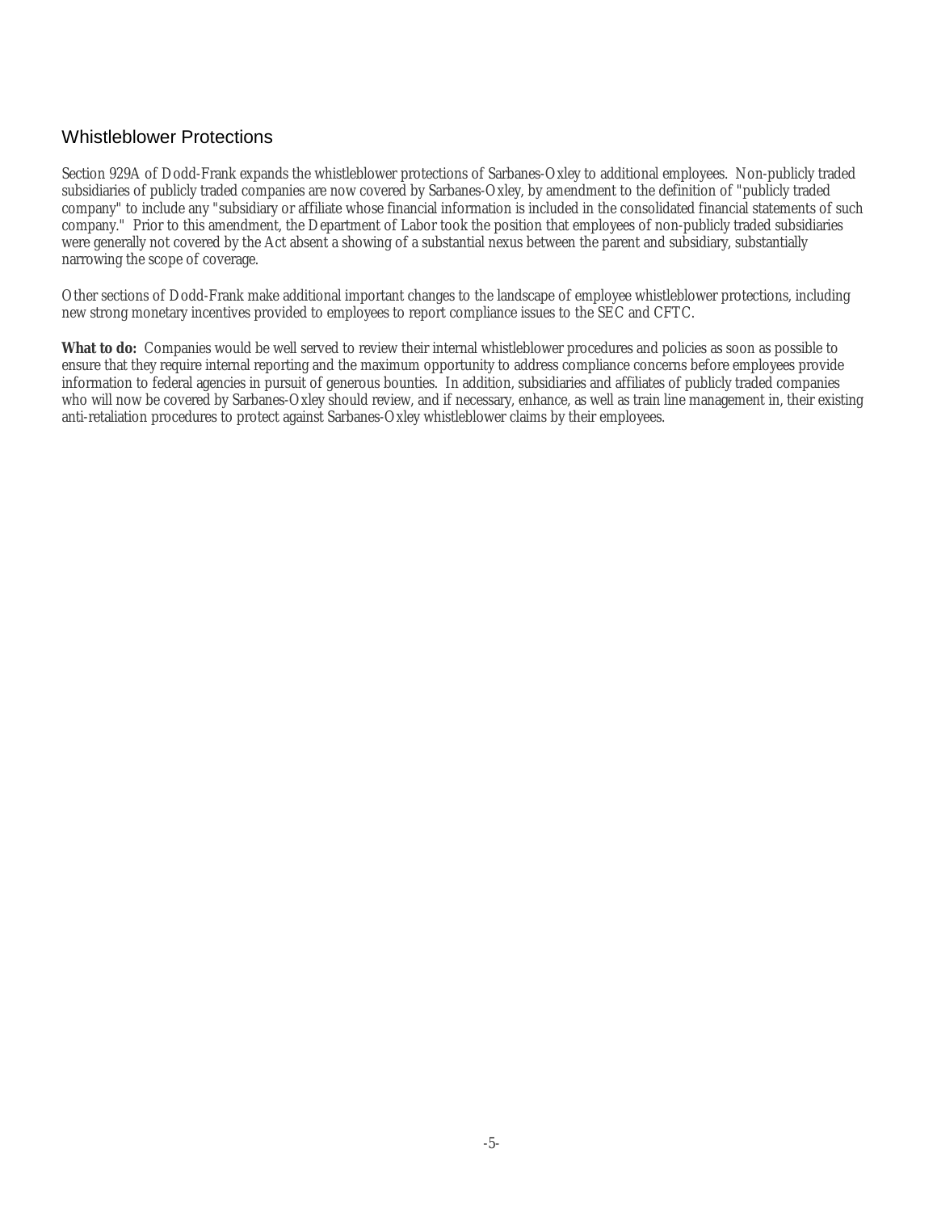## Whistleblower Protections

Section 929A of Dodd-Frank expands the whistleblower protections of Sarbanes-Oxley to additional employees. Non-publicly traded subsidiaries of publicly traded companies are now covered by Sarbanes-Oxley, by amendment to the definition of "publicly traded company" to include any "subsidiary or affiliate whose financial information is included in the consolidated financial statements of such company." Prior to this amendment, the Department of Labor took the position that employees of non-publicly traded subsidiaries were generally not covered by the Act absent a showing of a substantial nexus between the parent and subsidiary, substantially narrowing the scope of coverage.

Other sections of Dodd-Frank make additional important changes to the landscape of employee whistleblower protections, including new strong monetary incentives provided to employees to report compliance issues to the SEC and CFTC.

**What to do:** Companies would be well served to review their internal whistleblower procedures and policies as soon as possible to ensure that they require internal reporting and the maximum opportunity to address compliance concerns before employees provide information to federal agencies in pursuit of generous bounties. In addition, subsidiaries and affiliates of publicly traded companies who will now be covered by Sarbanes-Oxley should review, and if necessary, enhance, as well as train line management in, their existing anti-retaliation procedures to protect against Sarbanes-Oxley whistleblower claims by their employees.